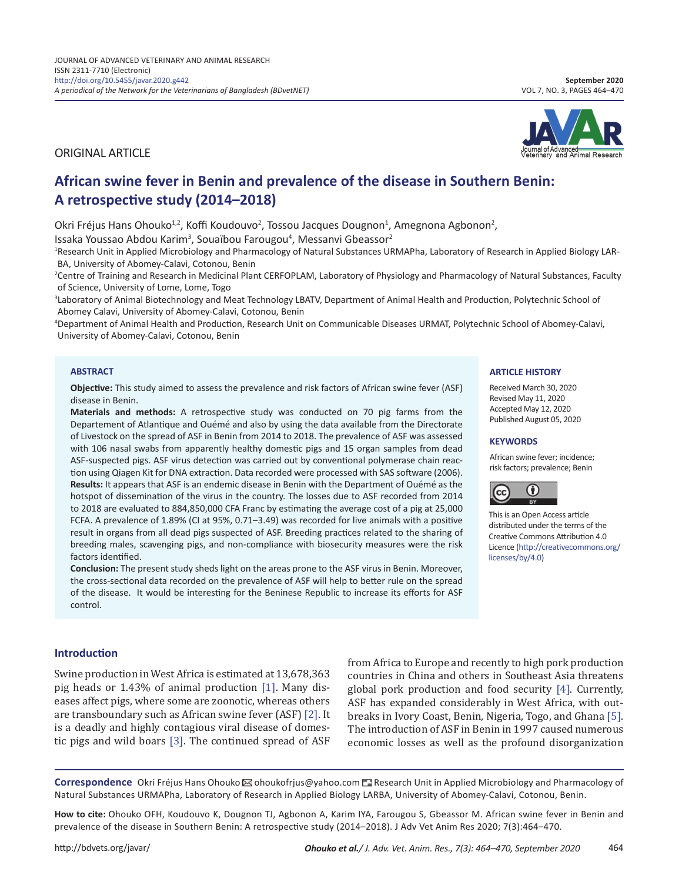ORIGINAL ARTICLE

# African swine fever in Benin and prevalence of the disease in Southern Benin: A retrospective study (2014–2018)

Okri Fréjus Hans Ohouko[1,2], Koffi Koudouvo[2], Tossou Jacques Dougnon[1], Amegnona Agbonon[2], Issaka Youssao Abdou Karim[3], Souaïbou Farougou[4], Messanvi Gbeassor[2]

[1]Research Unit in Applied Microbiology and Pharmacology of Natural Substances URMAPha, Laboratory of Research in Applied Biology LARBA, University of Abomey-Calavi, Cotonou, Benin

[2]Centre of Training and Research in Medicinal Plant CERFOPLAM, Laboratory of Physiology and Pharmacology of Natural Substances, Faculty of Science, University of Lome, Lome, Togo

[3]Laboratory of Animal Biotechnology and Meat Technology LBATV, Department of Animal Health and Production, Polytechnic School of Abomey Calavi, University of Abomey-Calavi, Cotonou, Benin

[4]Department of Animal Health and Production, Research Unit on Communicable Diseases URMAT, Polytechnic School of Abomey-Calavi, University of Abomey-Calavi, Cotonou, Benin

## ABSTRACT

**Objective:** This study aimed to assess the prevalence and risk factors of African swine fever (ASF) disease in Benin.

**Materials and methods:** A retrospective study was conducted on 70 pig farms from the Departement of Atlantique and Ouémé and also by using the data available from the Directorate of Livestock on the spread of ASF in Benin from 2014 to 2018. The prevalence of ASF was assessed with 106 nasal swabs from apparently healthy domestic pigs and 15 organ samples from dead ASF-suspected pigs. ASF virus detection was carried out by conventional polymerase chain reaction using Qiagen Kit for DNA extraction. Data recorded were processed with SAS software (2006).

**Results:** It appears that ASF is an endemic disease in Benin with the Department of Ouémé as the hotspot of dissemination of the virus in the country. The losses due to ASF recorded from 2014 to 2018 are evaluated to 884,850,000 CFA Franc by estimating the average cost of a pig at 25,000 FCFA. A prevalence of 1.89% (CI at 95%, 0.71–3.49) was recorded for live animals with a positive result in organs from all dead pigs suspected of ASF. Breeding practices related to the sharing of breeding males, scavenging pigs, and non-compliance with biosecurity measures were the risk factors identified.

**Conclusion:** The present study sheds light on the areas prone to the ASF virus in Benin. Moreover, the cross-sectional data recorded on the prevalence of ASF will help to better rule on the spread of the disease. It would be interesting for the Beninese Republic to increase its efforts for ASF control.

## ARTICLE HISTORY

Received March 30, 2020
Revised May 11, 2020
Accepted May 12, 2020
Published August 05, 2020

## KEYWORDS

African swine fever; incidence; risk factors; prevalence; Benin

This is an Open Access article distributed under the terms of the Creative Commons Attribution 4.0 Licence (http://creativecommons.org/licenses/by/4.0)

## Introduction

Swine production in West Africa is estimated at 13,678,363 pig heads or 1.43% of animal production [1]. Many diseases affect pigs, where some are zoonotic, whereas others are transboundary such as African swine fever (ASF) [2]. It is a deadly and highly contagious viral disease of domestic pigs and wild boars [3]. The continued spread of ASF from Africa to Europe and recently to high pork production countries in China and others in Southeast Asia threatens global pork production and food security [4]. Currently, ASF has expanded considerably in West Africa, with outbreaks in Ivory Coast, Benin, Nigeria, Togo, and Ghana [5]. The introduction of ASF in Benin in 1997 caused numerous economic losses as well as the profound disorganization

**Correspondence** Okri Fréjus Hans Ohouko ohoukofrjus@yahoo.com Research Unit in Applied Microbiology and Pharmacology of Natural Substances URMAPha, Laboratory of Research in Applied Biology LARBA, University of Abomey-Calavi, Cotonou, Benin.

**How to cite:** Ohouko OFH, Koudouvo K, Dougnon TJ, Agbonon A, Karim IYA, Farougou S, Gbeassor M. African swine fever in Benin and prevalence of the disease in Southern Benin: A retrospective study (2014–2018). J Adv Vet Anim Res 2020; 7(3):464–470.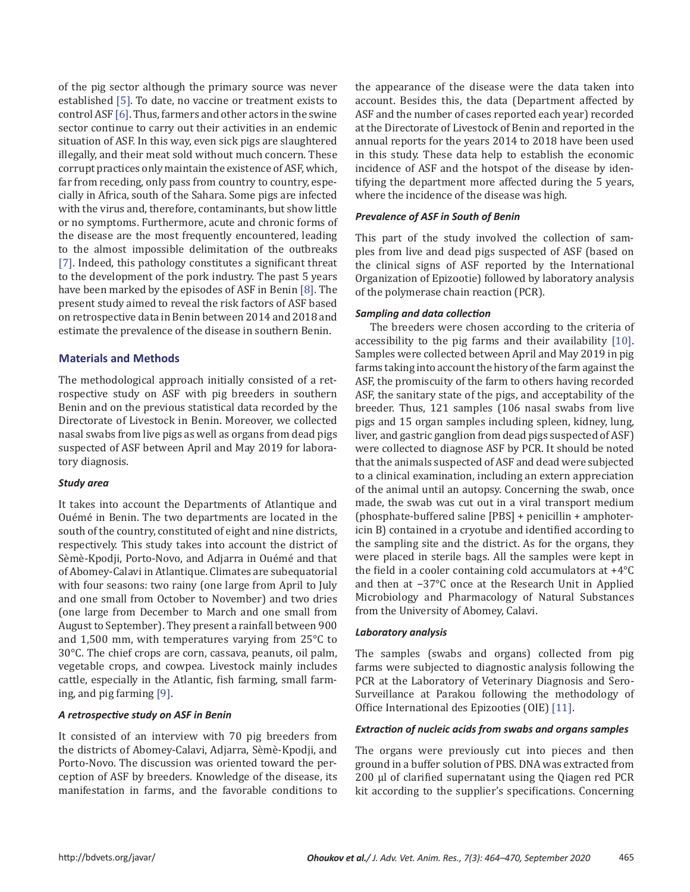of the pig sector although the primary source was never established [5]. To date, no vaccine or treatment exists to control ASF [6]. Thus, farmers and other actors in the swine sector continue to carry out their activities in an endemic situation of ASF. In this way, even sick pigs are slaughtered illegally, and their meat sold without much concern. These corrupt practices only maintain the existence of ASF, which, far from receding, only pass from country to country, especially in Africa, south of the Sahara. Some pigs are infected with the virus and, therefore, contaminants, but show little or no symptoms. Furthermore, acute and chronic forms of the disease are the most frequently encountered, leading to the almost impossible delimitation of the outbreaks [7]. Indeed, this pathology constitutes a significant threat to the development of the pork industry. The past 5 years have been marked by the episodes of ASF in Benin [8]. The present study aimed to reveal the risk factors of ASF based on retrospective data in Benin between 2014 and 2018 and estimate the prevalence of the disease in southern Benin.

## Materials and Methods

The methodological approach initially consisted of a retrospective study on ASF with pig breeders in southern Benin and on the previous statistical data recorded by the Directorate of Livestock in Benin. Moreover, we collected nasal swabs from live pigs as well as organs from dead pigs suspected of ASF between April and May 2019 for laboratory diagnosis.

### *Study area*

It takes into account the Departments of Atlantique and Ouémé in Benin. The two departments are located in the south of the country, constituted of eight and nine districts, respectively. This study takes into account the district of Sèmè-Kpodji, Porto-Novo, and Adjarra in Ouémé and that of Abomey-Calavi in Atlantique. Climates are subequatorial with four seasons: two rainy (one large from April to July and one small from October to November) and two dries (one large from December to March and one small from August to September). They present a rainfall between 900 and 1,500 mm, with temperatures varying from 25°C to 30°C. The chief crops are corn, cassava, peanuts, oil palm, vegetable crops, and cowpea. Livestock mainly includes cattle, especially in the Atlantic, fish farming, small farming, and pig farming [9].

### *A retrospective study on ASF in Benin*

It consisted of an interview with 70 pig breeders from the districts of Abomey-Calavi, Adjarra, Sèmè-Kpodji, and Porto-Novo. The discussion was oriented toward the perception of ASF by breeders. Knowledge of the disease, its manifestation in farms, and the favorable conditions to the appearance of the disease were the data taken into account. Besides this, the data (Department affected by ASF and the number of cases reported each year) recorded at the Directorate of Livestock of Benin and reported in the annual reports for the years 2014 to 2018 have been used in this study. These data help to establish the economic incidence of ASF and the hotspot of the disease by identifying the department more affected during the 5 years, where the incidence of the disease was high.

### *Prevalence of ASF in South of Benin*

This part of the study involved the collection of samples from live and dead pigs suspected of ASF (based on the clinical signs of ASF reported by the International Organization of Epizootie) followed by laboratory analysis of the polymerase chain reaction (PCR).

### *Sampling and data collection*

The breeders were chosen according to the criteria of accessibility to the pig farms and their availability [10]. Samples were collected between April and May 2019 in pig farms taking into account the history of the farm against the ASF, the promiscuity of the farm to others having recorded ASF, the sanitary state of the pigs, and acceptability of the breeder. Thus, 121 samples (106 nasal swabs from live pigs and 15 organ samples including spleen, kidney, lung, liver, and gastric ganglion from dead pigs suspected of ASF) were collected to diagnose ASF by PCR. It should be noted that the animals suspected of ASF and dead were subjected to a clinical examination, including an extern appreciation of the animal until an autopsy. Concerning the swab, once made, the swab was cut out in a viral transport medium (phosphate-buffered saline [PBS] + penicillin + amphotericin B) contained in a cryotube and identified according to the sampling site and the district. As for the organs, they were placed in sterile bags. All the samples were kept in the field in a cooler containing cold accumulators at +4°C and then at −37°C once at the Research Unit in Applied Microbiology and Pharmacology of Natural Substances from the University of Abomey, Calavi.

### *Laboratory analysis*

The samples (swabs and organs) collected from pig farms were subjected to diagnostic analysis following the PCR at the Laboratory of Veterinary Diagnosis and Sero-Surveillance at Parakou following the methodology of Office International des Epizooties (OIE) [11].

### *Extraction of nucleic acids from swabs and organs samples*

The organs were previously cut into pieces and then ground in a buffer solution of PBS. DNA was extracted from 200 µl of clarified supernatant using the Qiagen red PCR kit according to the supplier's specifications. Concerning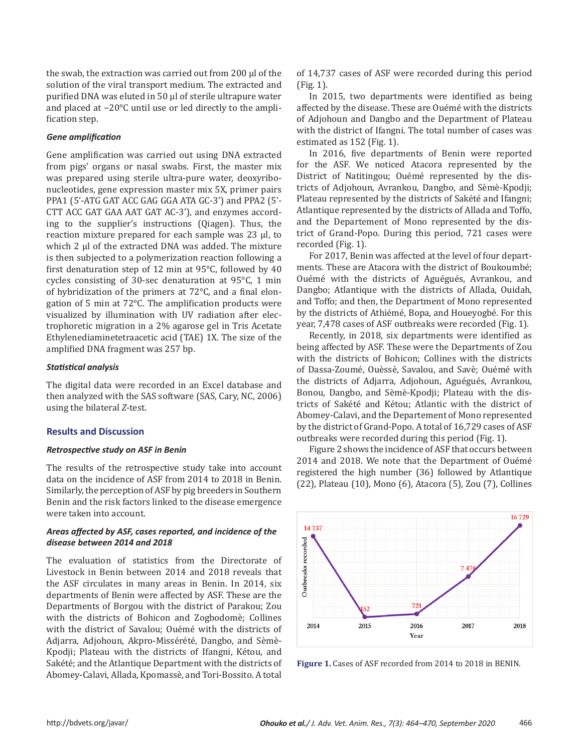the swab, the extraction was carried out from 200 µl of the solution of the viral transport medium. The extracted and purified DNA was eluted in 50 µl of sterile ultrapure water and placed at −20°C until use or led directly to the amplification step.

### *Gene amplification*

Gene amplification was carried out using DNA extracted from pigs' organs or nasal swabs. First, the master mix was prepared using sterile ultra-pure water, deoxyribonucleotides, gene expression master mix 5X, primer pairs PPA1 (5'-ATG GAT ACC GAG GGA ATA GC-3') and PPA2 (5'-CTT ACC GAT GAA AAT GAT AC-3'), and enzymes according to the supplier's instructions (Qiagen). Thus, the reaction mixture prepared for each sample was 23 µl, to which 2 µl of the extracted DNA was added. The mixture is then subjected to a polymerization reaction following a first denaturation step of 12 min at 95°C, followed by 40 cycles consisting of 30-sec denaturation at 95°C, 1 min of hybridization of the primers at 72°C, and a final elongation of 5 min at 72°C. The amplification products were visualized by illumination with UV radiation after electrophoretic migration in a 2% agarose gel in Tris Acetate Ethylenediaminetetraacetic acid (TAE) 1X. The size of the amplified DNA fragment was 257 bp.

### *Statistical analysis*

The digital data were recorded in an Excel database and then analyzed with the SAS software (SAS, Cary, NC, 2006) using the bilateral *Z*-test.

## Results and Discussion

### *Retrospective study on ASF in Benin*

The results of the retrospective study take into account data on the incidence of ASF from 2014 to 2018 in Benin. Similarly, the perception of ASF by pig breeders in Southern Benin and the risk factors linked to the disease emergence were taken into account.

### *Areas affected by ASF, cases reported, and incidence of the disease between 2014 and 2018*

The evaluation of statistics from the Directorate of Livestock in Benin between 2014 and 2018 reveals that the ASF circulates in many areas in Benin. In 2014, six departments of Benin were affected by ASF. These are the Departments of Borgou with the district of Parakou; Zou with the districts of Bohicon and Zogbodomè; Collines with the district of Savalou; Ouémé with the districts of Adjarra, Adjohoun, Akpro-Missérété, Dangbo, and Sèmè-Kpodji; Plateau with the districts of Ifangni, Kétou, and Sakété; and the Atlantique Department with the districts of Abomey-Calavi, Allada, Kpomassè, and Tori-Bossito. A total of 14,737 cases of ASF were recorded during this period (Fig. 1).

In 2015, two departments were identified as being affected by the disease. These are Ouémé with the districts of Adjohoun and Dangbo and the Department of Plateau with the district of Ifangni. The total number of cases was estimated as 152 (Fig. 1).

In 2016, five departments of Benin were reported for the ASF. We noticed Atacora represented by the District of Natitingou; Ouémé represented by the districts of Adjohoun, Avrankou, Dangbo, and Sèmè-Kpodji; Plateau represented by the districts of Sakété and Ifangni; Atlantique represented by the districts of Allada and Toffo, and the Departement of Mono represented by the district of Grand-Popo. During this period, 721 cases were recorded (Fig. 1).

For 2017, Benin was affected at the level of four departments. These are Atacora with the district of Boukoumbé; Ouémé with the districts of Aguégués, Avrankou, and Dangbo; Atlantique with the districts of Allada, Ouidah, and Toffo; and then, the Department of Mono represented by the districts of Athiémé, Bopa, and Houeyogbé. For this year, 7,478 cases of ASF outbreaks were recorded (Fig. 1).

Recently, in 2018, six departments were identified as being affected by ASF. These were the Departments of Zou with the districts of Bohicon; Collines with the districts of Dassa-Zoumé, Ouèssè, Savalou, and Savè; Ouémé with the districts of Adjarra, Adjohoun, Aguégués, Avrankou, Bonou, Dangbo, and Sèmè-Kpodji; Plateau with the districts of Sakété and Kétou; Atlantic with the district of Abomey-Calavi, and the Departement of Mono represented by the district of Grand-Popo. A total of 16,729 cases of ASF outbreaks were recorded during this period (Fig. 1).

Figure 2 shows the incidence of ASF that occurs between 2014 and 2018. We note that the Department of Ouémé registered the high number (36) followed by Atlantique (22), Plateau (10), Mono (6), Atacora (5), Zou (7), Collines

**Figure 1.** Cases of ASF recorded from 2014 to 2018 in BENIN.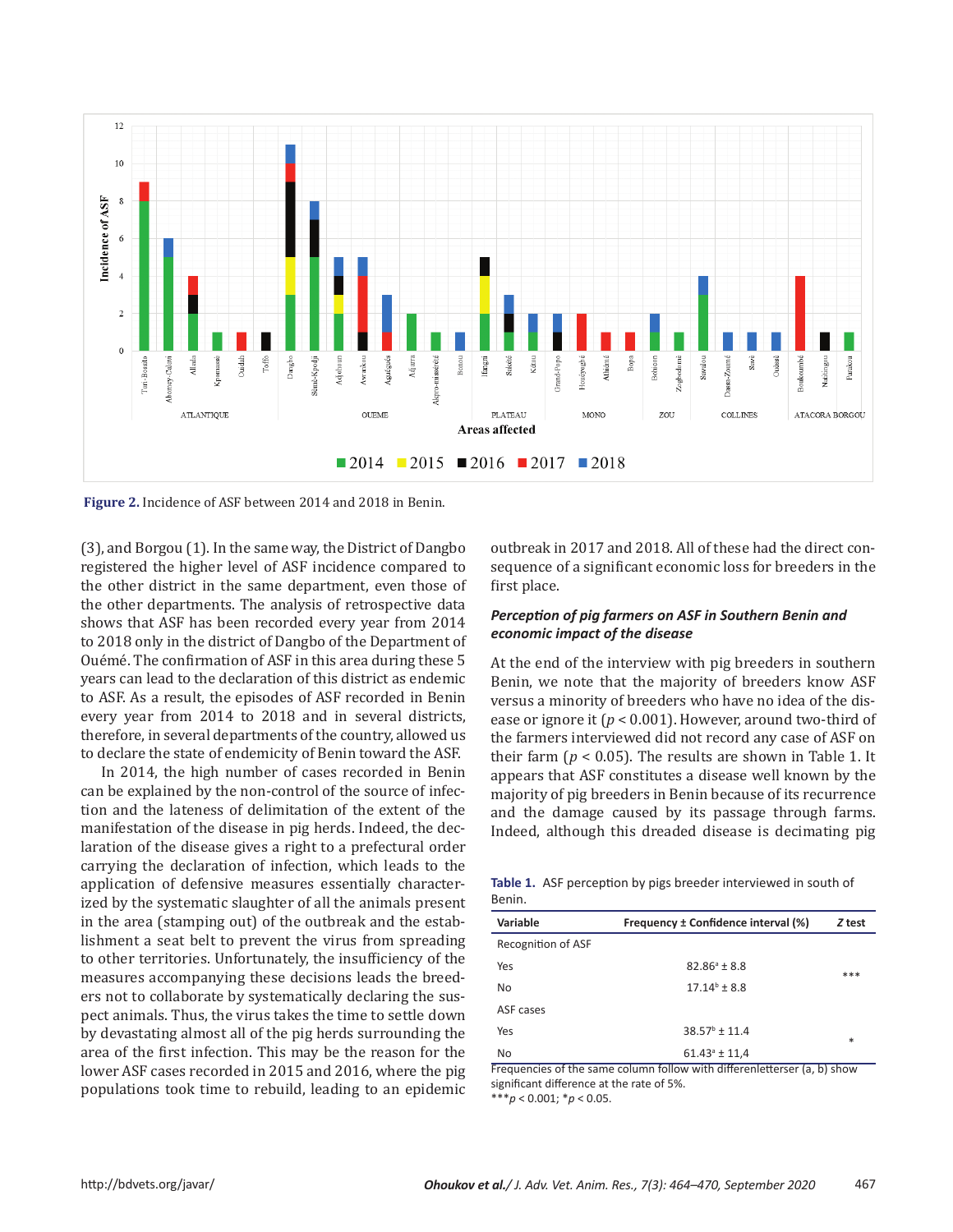Figure 2. Incidence of ASF between 2014 and 2018 in Benin.

(3), and Borgou (1). In the same way, the District of Dangbo registered the higher level of ASF incidence compared to the other district in the same department, even those of the other departments. The analysis of retrospective data shows that ASF has been recorded every year from 2014 to 2018 only in the district of Dangbo of the Department of Ouémé. The confirmation of ASF in this area during these 5 years can lead to the declaration of this district as endemic to ASF. As a result, the episodes of ASF recorded in Benin every year from 2014 to 2018 and in several districts, therefore, in several departments of the country, allowed us to declare the state of endemicity of Benin toward the ASF.

In 2014, the high number of cases recorded in Benin can be explained by the non-control of the source of infection and the lateness of delimitation of the extent of the manifestation of the disease in pig herds. Indeed, the declaration of the disease gives a right to a prefectural order carrying the declaration of infection, which leads to the application of defensive measures essentially characterized by the systematic slaughter of all the animals present in the area (stamping out) of the outbreak and the establishment a seat belt to prevent the virus from spreading to other territories. Unfortunately, the insufficiency of the measures accompanying these decisions leads the breeders not to collaborate by systematically declaring the suspect animals. Thus, the virus takes the time to settle down by devastating almost all of the pig herds surrounding the area of the first infection. This may be the reason for the lower ASF cases recorded in 2015 and 2016, where the pig populations took time to rebuild, leading to an epidemic outbreak in 2017 and 2018. All of these had the direct consequence of a significant economic loss for breeders in the first place.

### *Perception of pig farmers on ASF in Southern Benin and economic impact of the disease*

At the end of the interview with pig breeders in southern Benin, we note that the majority of breeders know ASF versus a minority of breeders who have no idea of the disease or ignore it ($p < 0.001$). However, around two-third of the farmers interviewed did not record any case of ASF on their farm ($p < 0.05$). The results are shown in Table 1. It appears that ASF constitutes a disease well known by the majority of pig breeders in Benin because of its recurrence and the damage caused by its passage through farms. Indeed, although this dreaded disease is decimating pig

**Table 1.** ASF perception by pigs breeder interviewed in south of Benin.

| Variable | Frequency ± Confidence interval (%) | Z test |
|---|---|---|
| Recognition of ASF | | |
| Yes | 82.86[a] ± 8.8 | *** |
| No | 17.14[b] ± 8.8 | |
| ASF cases | | |
| Yes | 38.57[b] ± 11.4 | * |
| No | 61.43[a] ± 11,4 | |

Frequencies of the same column follow with differenletterser (a, b) show significant difference at the rate of 5%.
***$p < 0.001$; *$p < 0.05$.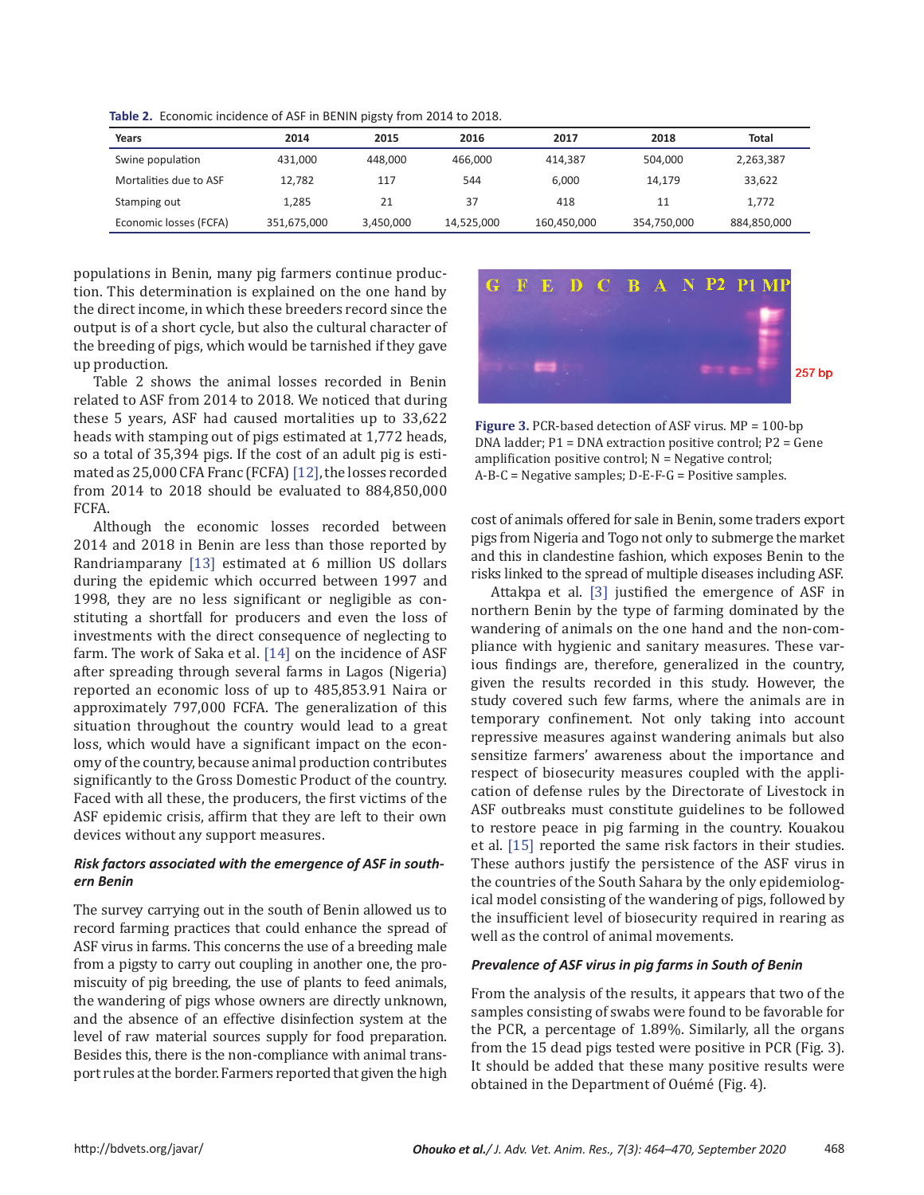**Table 2.** Economic incidence of ASF in BENIN pigsty from 2014 to 2018.

| Years | 2014 | 2015 | 2016 | 2017 | 2018 | Total |
|---|---|---|---|---|---|---|
| Swine population | 431,000 | 448,000 | 466,000 | 414,387 | 504,000 | 2,263,387 |
| Mortalities due to ASF | 12,782 | 117 | 544 | 6,000 | 14,179 | 33,622 |
| Stamping out | 1,285 | 21 | 37 | 418 | 11 | 1,772 |
| Economic losses (FCFA) | 351,675,000 | 3,450,000 | 14,525,000 | 160,450,000 | 354,750,000 | 884,850,000 |

populations in Benin, many pig farmers continue production. This determination is explained on the one hand by the direct income, in which these breeders record since the output is of a short cycle, but also the cultural character of the breeding of pigs, which would be tarnished if they gave up production.

Table 2 shows the animal losses recorded in Benin related to ASF from 2014 to 2018. We noticed that during these 5 years, ASF had caused mortalities up to 33,622 heads with stamping out of pigs estimated at 1,772 heads, so a total of 35,394 pigs. If the cost of an adult pig is estimated as 25,000 CFA Franc (FCFA) [12], the losses recorded from 2014 to 2018 should be evaluated to 884,850,000 FCFA.

Although the economic losses recorded between 2014 and 2018 in Benin are less than those reported by Randriamparany [13] estimated at 6 million US dollars during the epidemic which occurred between 1997 and 1998, they are no less significant or negligible as constituting a shortfall for producers and even the loss of investments with the direct consequence of neglecting to farm. The work of Saka et al. [14] on the incidence of ASF after spreading through several farms in Lagos (Nigeria) reported an economic loss of up to 485,853.91 Naira or approximately 797,000 FCFA. The generalization of this situation throughout the country would lead to a great loss, which would have a significant impact on the economy of the country, because animal production contributes significantly to the Gross Domestic Product of the country. Faced with all these, the producers, the first victims of the ASF epidemic crisis, affirm that they are left to their own devices without any support measures.

#### *Risk factors associated with the emergence of ASF in southern Benin*

The survey carrying out in the south of Benin allowed us to record farming practices that could enhance the spread of ASF virus in farms. This concerns the use of a breeding male from a pigsty to carry out coupling in another one, the promiscuity of pig breeding, the use of plants to feed animals, the wandering of pigs whose owners are directly unknown, and the absence of an effective disinfection system at the level of raw material sources supply for food preparation. Besides this, there is the non-compliance with animal transport rules at the border. Farmers reported that given the high cost of animals offered for sale in Benin, some traders export pigs from Nigeria and Togo not only to submerge the market and this in clandestine fashion, which exposes Benin to the risks linked to the spread of multiple diseases including ASF.

**Figure 3.** PCR-based detection of ASF virus. MP = 100-bp DNA ladder; P1 = DNA extraction positive control; P2 = Gene amplification positive control; N = Negative control; A-B-C = Negative samples; D-E-F-G = Positive samples.

Attakpa et al. [3] justified the emergence of ASF in northern Benin by the type of farming dominated by the wandering of animals on the one hand and the non-compliance with hygienic and sanitary measures. These various findings are, therefore, generalized in the country, given the results recorded in this study. However, the study covered such few farms, where the animals are in temporary confinement. Not only taking into account repressive measures against wandering animals but also sensitize farmers' awareness about the importance and respect of biosecurity measures coupled with the application of defense rules by the Directorate of Livestock in ASF outbreaks must constitute guidelines to be followed to restore peace in pig farming in the country. Kouakou et al. [15] reported the same risk factors in their studies. These authors justify the persistence of the ASF virus in the countries of the South Sahara by the only epidemiological model consisting of the wandering of pigs, followed by the insufficient level of biosecurity required in rearing as well as the control of animal movements.

#### *Prevalence of ASF virus in pig farms in South of Benin*

From the analysis of the results, it appears that two of the samples consisting of swabs were found to be favorable for the PCR, a percentage of 1.89%. Similarly, all the organs from the 15 dead pigs tested were positive in PCR (Fig. 3). It should be added that these many positive results were obtained in the Department of Ouémé (Fig. 4).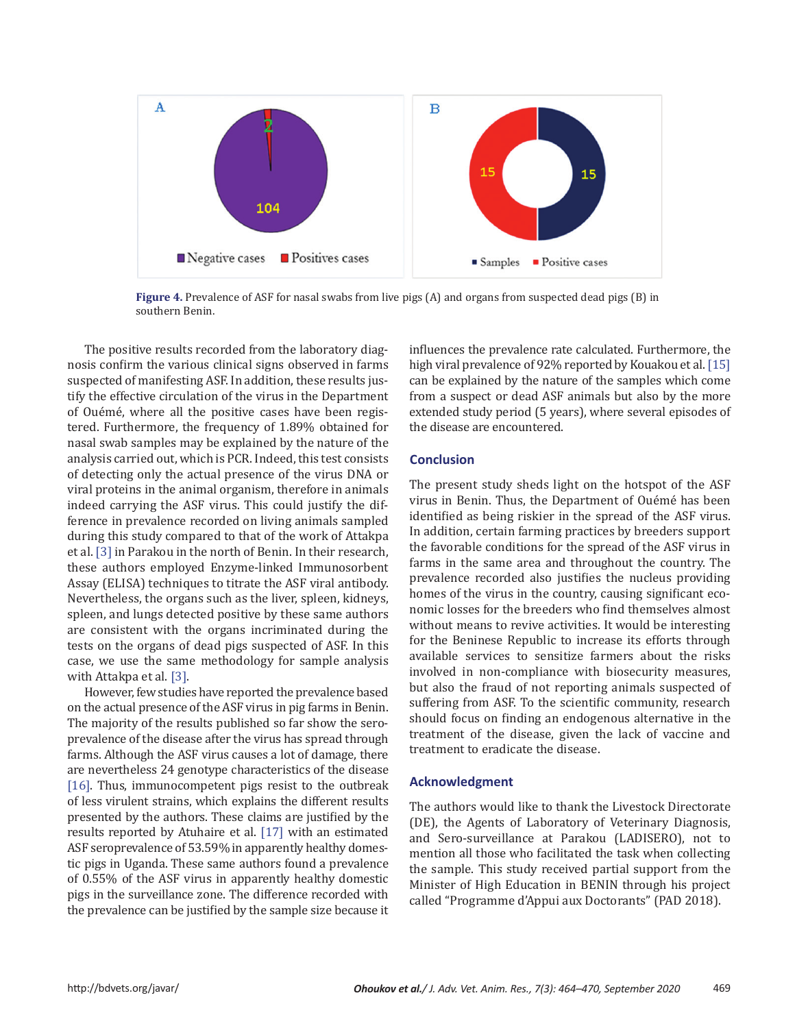**Figure 4.** Prevalence of ASF for nasal swabs from live pigs (A) and organs from suspected dead pigs (B) in southern Benin.

The positive results recorded from the laboratory diagnosis confirm the various clinical signs observed in farms suspected of manifesting ASF. In addition, these results justify the effective circulation of the virus in the Department of Ouémé, where all the positive cases have been registered. Furthermore, the frequency of 1.89% obtained for nasal swab samples may be explained by the nature of the analysis carried out, which is PCR. Indeed, this test consists of detecting only the actual presence of the virus DNA or viral proteins in the animal organism, therefore in animals indeed carrying the ASF virus. This could justify the difference in prevalence recorded on living animals sampled during this study compared to that of the work of Attakpa et al. [3] in Parakou in the north of Benin. In their research, these authors employed Enzyme-linked Immunosorbent Assay (ELISA) techniques to titrate the ASF viral antibody. Nevertheless, the organs such as the liver, spleen, kidneys, spleen, and lungs detected positive by these same authors are consistent with the organs incriminated during the tests on the organs of dead pigs suspected of ASF. In this case, we use the same methodology for sample analysis with Attakpa et al. [3].

However, few studies have reported the prevalence based on the actual presence of the ASF virus in pig farms in Benin. The majority of the results published so far show the seroprevalence of the disease after the virus has spread through farms. Although the ASF virus causes a lot of damage, there are nevertheless 24 genotype characteristics of the disease [16]. Thus, immunocompetent pigs resist to the outbreak of less virulent strains, which explains the different results presented by the authors. These claims are justified by the results reported by Atuhaire et al. [17] with an estimated ASF seroprevalence of 53.59% in apparently healthy domestic pigs in Uganda. These same authors found a prevalence of 0.55% of the ASF virus in apparently healthy domestic pigs in the surveillance zone. The difference recorded with the prevalence can be justified by the sample size because it influences the prevalence rate calculated. Furthermore, the high viral prevalence of 92% reported by Kouakou et al. [15] can be explained by the nature of the samples which come from a suspect or dead ASF animals but also by the more extended study period (5 years), where several episodes of the disease are encountered.

## Conclusion

The present study sheds light on the hotspot of the ASF virus in Benin. Thus, the Department of Ouémé has been identified as being riskier in the spread of the ASF virus. In addition, certain farming practices by breeders support the favorable conditions for the spread of the ASF virus in farms in the same area and throughout the country. The prevalence recorded also justifies the nucleus providing homes of the virus in the country, causing significant economic losses for the breeders who find themselves almost without means to revive activities. It would be interesting for the Beninese Republic to increase its efforts through available services to sensitize farmers about the risks involved in non-compliance with biosecurity measures, but also the fraud of not reporting animals suspected of suffering from ASF. To the scientific community, research should focus on finding an endogenous alternative in the treatment of the disease, given the lack of vaccine and treatment to eradicate the disease.

## Acknowledgment

The authors would like to thank the Livestock Directorate (DE), the Agents of Laboratory of Veterinary Diagnosis, and Sero-surveillance at Parakou (LADISERO), not to mention all those who facilitated the task when collecting the sample. This study received partial support from the Minister of High Education in BENIN through his project called "Programme d'Appui aux Doctorants" (PAD 2018).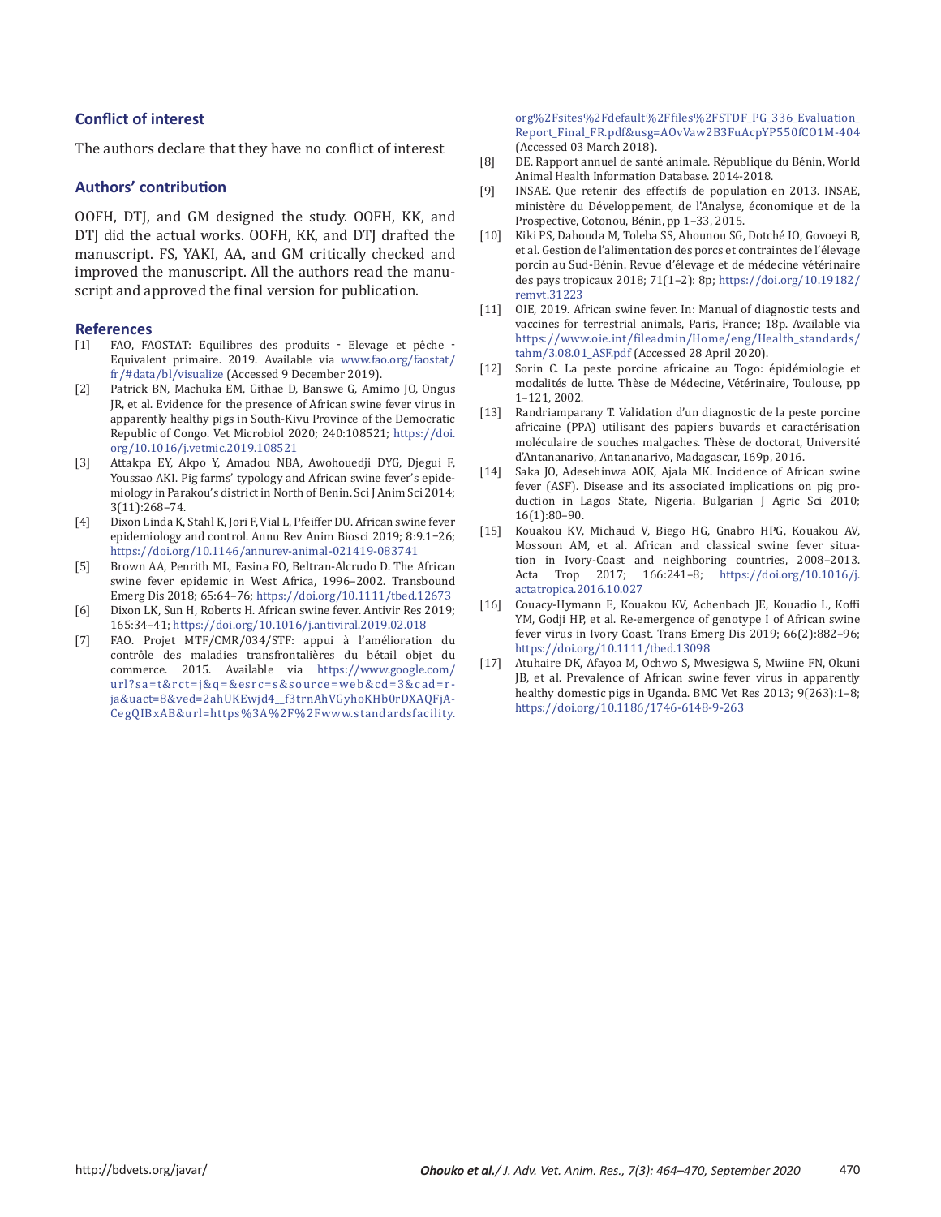## Conflict of interest

The authors declare that they have no conflict of interest

## Authors' contribution

OOFH, DTJ, and GM designed the study. OOFH, KK, and DTJ did the actual works. OOFH, KK, and DTJ drafted the manuscript. FS, YAKI, AA, and GM critically checked and improved the manuscript. All the authors read the manuscript and approved the final version for publication.

## References

[1] FAO, FAOSTAT: Equilibres des produits - Elevage et pêche - Equivalent primaire. 2019. Available via www.fao.org/faostat/fr/#data/bl/visualize (Accessed 9 December 2019).

[2] Patrick BN, Machuka EM, Githae D, Banswe G, Amimo JO, Ongus JR, et al. Evidence for the presence of African swine fever virus in apparently healthy pigs in South-Kivu Province of the Democratic Republic of Congo. Vet Microbiol 2020; 240:108521; https://doi.org/10.1016/j.vetmic.2019.108521

[3] Attakpa EY, Akpo Y, Amadou NBA, Awohouedji DYG, Djegui F, Youssao AKI. Pig farms' typology and African swine fever's epidemiology in Parakou's district in North of Benin. Sci J Anim Sci 2014; 3(11):268–74.

[4] Dixon Linda K, Stahl K, Jori F, Vial L, Pfeiffer DU. African swine fever epidemiology and control. Annu Rev Anim Biosci 2019; 8:9.1−26; https://doi.org/10.1146/annurev-animal-021419-083741

[5] Brown AA, Penrith ML, Fasina FO, Beltran-Alcrudo D. The African swine fever epidemic in West Africa, 1996–2002. Transbound Emerg Dis 2018; 65:64–76; https://doi.org/10.1111/tbed.12673

[6] Dixon LK, Sun H, Roberts H. African swine fever. Antivir Res 2019; 165:34–41; https://doi.org/10.1016/j.antiviral.2019.02.018

[7] FAO. Projet MTF/CMR/034/STF: appui à l'amélioration du contrôle des maladies transfrontalières du bétail objet du commerce. 2015. Available via https://www.google.com/url?sa=t&rct=j&q=&esrc=s&source=web&cd=3&cad=rja&uact=8&ved=2ahUKEwjd4__f3trnAhVGyhoKHb0rDXAQFjACegQIBxAB&url=https%3A%2F%2Fwww.standardsfacility.org%2Fsites%2Fdefault%2Ffiles%2FSTDF_PG_336_Evaluation_Report_Final_FR.pdf&usg=AOvVaw2B3FuAcpYP550fCO1M-404 (Accessed 03 March 2018).

[8] DE. Rapport annuel de santé animale. République du Bénin, World Animal Health Information Database. 2014-2018.

[9] INSAE. Que retenir des effectifs de population en 2013. INSAE, ministère du Développement, de l'Analyse, économique et de la Prospective, Cotonou, Bénin, pp 1–33, 2015.

[10] Kiki PS, Dahouda M, Toleba SS, Ahounou SG, Dotché IO, Govoeyi B, et al. Gestion de l'alimentation des porcs et contraintes de l'élevage porcin au Sud-Bénin. Revue d'élevage et de médecine vétérinaire des pays tropicaux 2018; 71(1–2): 8p; https://doi.org/10.19182/remvt.31223

[11] OIE, 2019. African swine fever. In: Manual of diagnostic tests and vaccines for terrestrial animals, Paris, France; 18p. Available via https://www.oie.int/fileadmin/Home/eng/Health_standards/tahm/3.08.01_ASF.pdf (Accessed 28 April 2020).

[12] Sorin C. La peste porcine africaine au Togo: épidémiologie et modalités de lutte. Thèse de Médecine, Vétérinaire, Toulouse, pp 1–121, 2002.

[13] Randriamparany T. Validation d'un diagnostic de la peste porcine africaine (PPA) utilisant des papiers buvards et caractérisation moléculaire de souches malgaches. Thèse de doctorat, Université d'Antananarivo, Antananarivo, Madagascar, 169p, 2016.

[14] Saka JO, Adesehinwa AOK, Ajala MK. Incidence of African swine fever (ASF). Disease and its associated implications on pig production in Lagos State, Nigeria. Bulgarian J Agric Sci 2010; 16(1):80–90.

[15] Kouakou KV, Michaud V, Biego HG, Gnabro HPG, Kouakou AV, Mossoun AM, et al. African and classical swine fever situation in Ivory-Coast and neighboring countries, 2008–2013. Acta Trop 2017; 166:241–8; https://doi.org/10.1016/j.actatropica.2016.10.027

[16] Couacy-Hymann E, Kouakou KV, Achenbach JE, Kouadio L, Koffi YM, Godji HP, et al. Re-emergence of genotype I of African swine fever virus in Ivory Coast. Trans Emerg Dis 2019; 66(2):882–96; https://doi.org/10.1111/tbed.13098

[17] Atuhaire DK, Afayoa M, Ochwo S, Mwesigwa S, Mwiine FN, Okuni JB, et al. Prevalence of African swine fever virus in apparently healthy domestic pigs in Uganda. BMC Vet Res 2013; 9(263):1–8; https://doi.org/10.1186/1746-6148-9-263